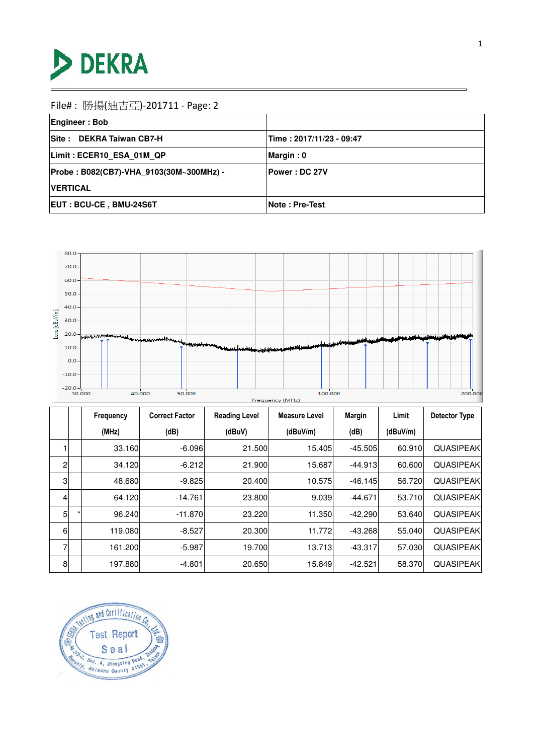File#： 勝揚(迪吉亞)-201711 - Page: 2

| Engineer : Bob | |
|---|---|
| Site : DEKRA Taiwan CB7-H | Time : 2017/11/23 - 09:47 |
| Limit : ECER10_ESA_01M_QP | Margin : 0 |
| Probe : B082(CB7)-VHA_9103(30M~300MHz) - VERTICAL | Power : DC 27V |
| EUT : BCU-CE , BMU-24S6T | Note : Pre-Test |

| | | Frequency (MHz) | Correct Factor (dB) | Reading Level (dBuV) | Measure Level (dBuV/m) | Margin (dB) | Limit (dBuV/m) | Detector Type |
|---|---|---|---|---|---|---|---|---|
| 1 | | 33.160 | -6.096 | 21.500 | 15.405 | -45.505 | 60.910 | QUASIPEAK |
| 2 | | 34.120 | -6.212 | 21.900 | 15.687 | -44.913 | 60.600 | QUASIPEAK |
| 3 | | 48.680 | -9.825 | 20.400 | 10.575 | -46.145 | 56.720 | QUASIPEAK |
| 4 | | 64.120 | -14.761 | 23.800 | 9.039 | -44.671 | 53.710 | QUASIPEAK |
| 5 | * | 96.240 | -11.870 | 23.220 | 11.350 | -42.290 | 53.640 | QUASIPEAK |
| 6 | | 119.080 | -8.527 | 20.300 | 11.772 | -43.268 | 55.040 | QUASIPEAK |
| 7 | | 161.200 | -5.987 | 19.700 | 13.713 | -43.317 | 57.030 | QUASIPEAK |
| 8 | | 197.880 | -4.801 | 20.650 | 15.849 | -42.521 | 58.370 | QUASIPEAK |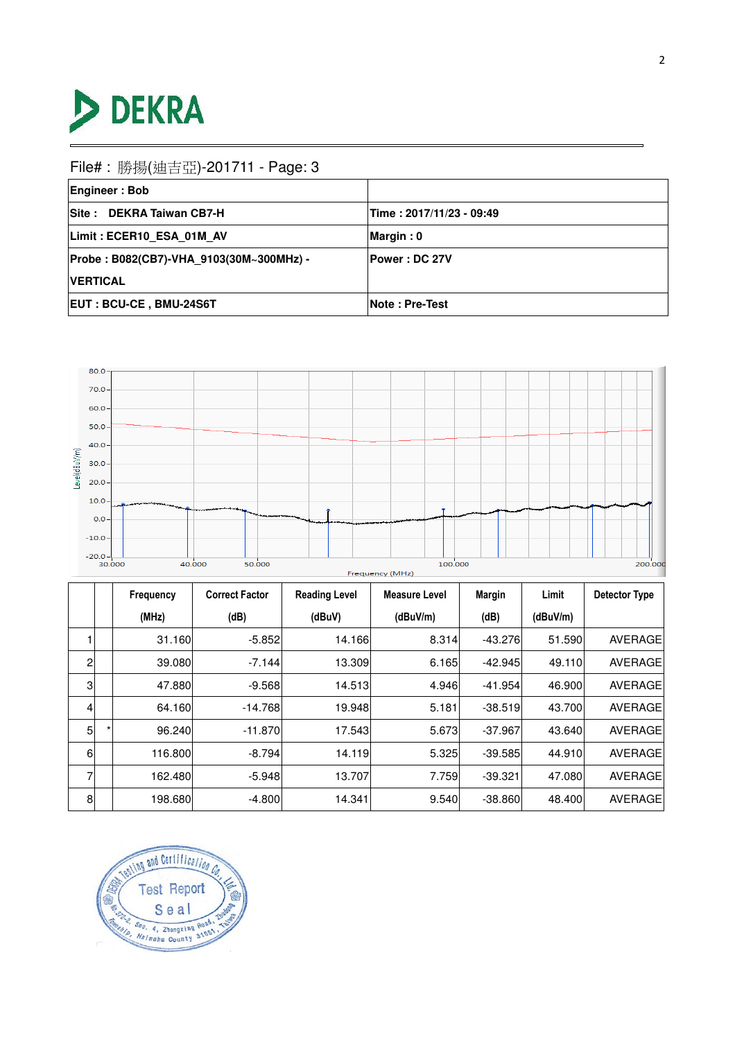DEKRA

File#：勝揚(迪吉亞)-201711 - Page: 3

| Engineer : Bob | |
|---|---|
| Site :　DEKRA Taiwan CB7-H | Time : 2017/11/23 - 09:49 |
| Limit : ECER10_ESA_01M_AV | Margin : 0 |
| Probe : B082(CB7)-VHA_9103(30M~300MHz) - VERTICAL | Power : DC 27V |
| EUT : BCU-CE , BMU-24S6T | Note : Pre-Test |

| | | Frequency (MHz) | Correct Factor (dB) | Reading Level (dBuV) | Measure Level (dBuV/m) | Margin (dB) | Limit (dBuV/m) | Detector Type |
|---|---|---|---|---|---|---|---|---|
| 1 | | 31.160 | -5.852 | 14.166 | 8.314 | -43.276 | 51.590 | AVERAGE |
| 2 | | 39.080 | -7.144 | 13.309 | 6.165 | -42.945 | 49.110 | AVERAGE |
| 3 | | 47.880 | -9.568 | 14.513 | 4.946 | -41.954 | 46.900 | AVERAGE |
| 4 | | 64.160 | -14.768 | 19.948 | 5.181 | -38.519 | 43.700 | AVERAGE |
| 5 | * | 96.240 | -11.870 | 17.543 | 5.673 | -37.967 | 43.640 | AVERAGE |
| 6 | | 116.800 | -8.794 | 14.119 | 5.325 | -39.585 | 44.910 | AVERAGE |
| 7 | | 162.480 | -5.948 | 13.707 | 7.759 | -39.321 | 47.080 | AVERAGE |
| 8 | | 198.680 | -4.800 | 14.341 | 9.540 | -38.860 | 48.400 | AVERAGE |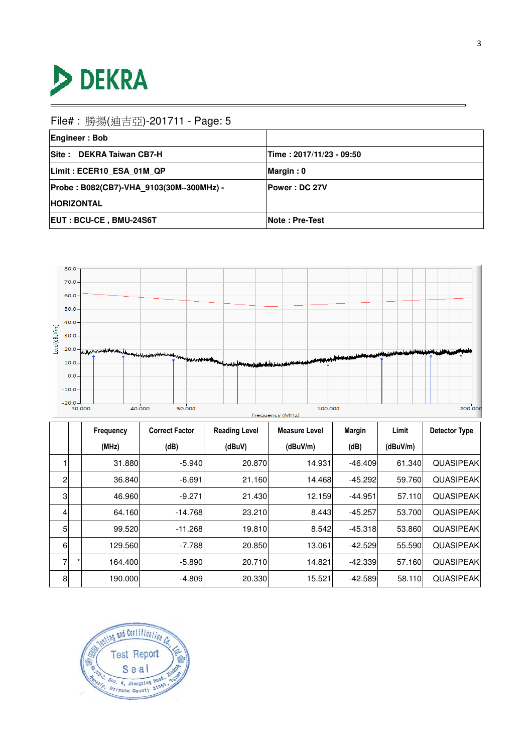# DEKRA

File#：勝揚(迪吉亞)-201711 - Page: 5

| **Engineer : Bob** | |
|---|---|
| **Site : DEKRA Taiwan CB7-H** | **Time : 2017/11/23 - 09:50** |
| **Limit : ECER10_ESA_01M_QP** | **Margin : 0** |
| **Probe : B082(CB7)-VHA_9103(30M~300MHz) - HORIZONTAL** | **Power : DC 27V** |
| **EUT : BCU-CE , BMU-24S6T** | **Note : Pre-Test** |

| | | Frequency (MHz) | Correct Factor (dB) | Reading Level (dBuV) | Measure Level (dBuV/m) | Margin (dB) | Limit (dBuV/m) | Detector Type |
|---|---|---|---|---|---|---|---|---|
| 1 | | 31.880 | -5.940 | 20.870 | 14.931 | -46.409 | 61.340 | QUASIPEAK |
| 2 | | 36.840 | -6.691 | 21.160 | 14.468 | -45.292 | 59.760 | QUASIPEAK |
| 3 | | 46.960 | -9.271 | 21.430 | 12.159 | -44.951 | 57.110 | QUASIPEAK |
| 4 | | 64.160 | -14.768 | 23.210 | 8.443 | -45.257 | 53.700 | QUASIPEAK |
| 5 | | 99.520 | -11.268 | 19.810 | 8.542 | -45.318 | 53.860 | QUASIPEAK |
| 6 | | 129.560 | -7.788 | 20.850 | 13.061 | -42.529 | 55.590 | QUASIPEAK |
| 7 | * | 164.400 | -5.890 | 20.710 | 14.821 | -42.339 | 57.160 | QUASIPEAK |
| 8 | | 190.000 | -4.809 | 20.330 | 15.521 | -42.589 | 58.110 | QUASIPEAK |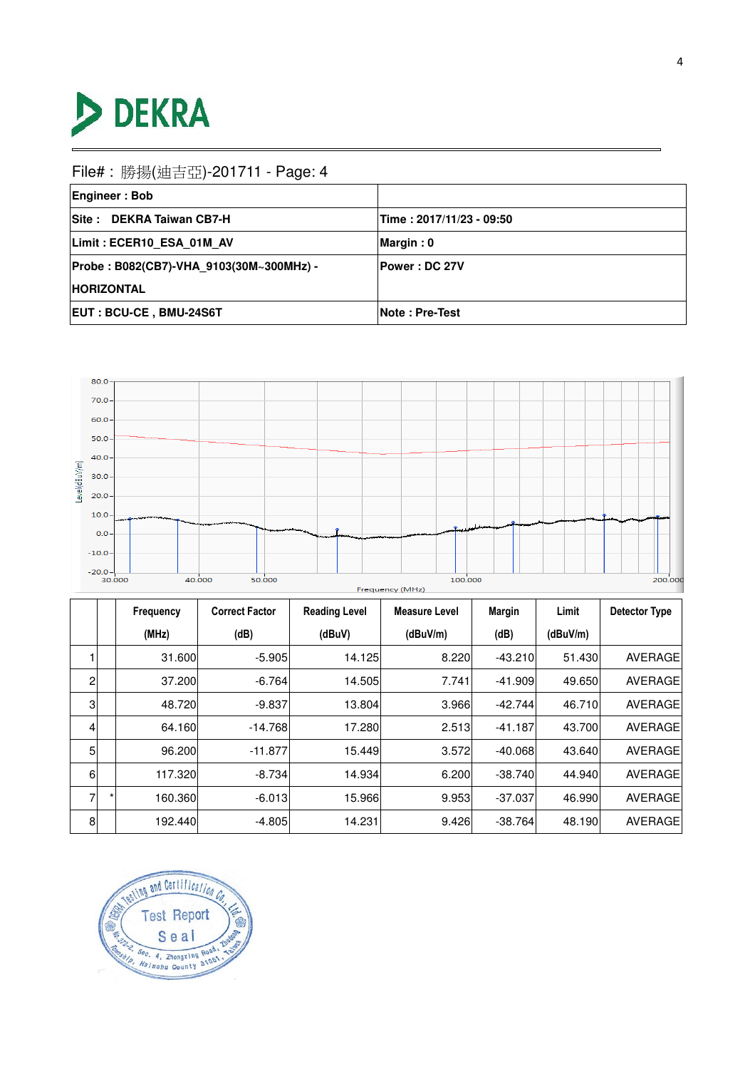File# : 勝揚(迪吉亞)-201711 - Page: 4

| Engineer : Bob | |
|---|---|
| Site :   DEKRA Taiwan CB7-H | Time : 2017/11/23 - 09:50 |
| Limit : ECER10_ESA_01M_AV | Margin : 0 |
| Probe : B082(CB7)-VHA_9103(30M~300MHz) - HORIZONTAL | Power : DC 27V |
| EUT : BCU-CE , BMU-24S6T | Note : Pre-Test |

| | | Frequency (MHz) | Correct Factor (dB) | Reading Level (dBuV) | Measure Level (dBuV/m) | Margin (dB) | Limit (dBuV/m) | Detector Type |
|---|---|---|---|---|---|---|---|---|
| 1 | | 31.600 | -5.905 | 14.125 | 8.220 | -43.210 | 51.430 | AVERAGE |
| 2 | | 37.200 | -6.764 | 14.505 | 7.741 | -41.909 | 49.650 | AVERAGE |
| 3 | | 48.720 | -9.837 | 13.804 | 3.966 | -42.744 | 46.710 | AVERAGE |
| 4 | | 64.160 | -14.768 | 17.280 | 2.513 | -41.187 | 43.700 | AVERAGE |
| 5 | | 96.200 | -11.877 | 15.449 | 3.572 | -40.068 | 43.640 | AVERAGE |
| 6 | | 117.320 | -8.734 | 14.934 | 6.200 | -38.740 | 44.940 | AVERAGE |
| 7 | * | 160.360 | -6.013 | 15.966 | 9.953 | -37.037 | 46.990 | AVERAGE |
| 8 | | 192.440 | -4.805 | 14.231 | 9.426 | -38.764 | 48.190 | AVERAGE |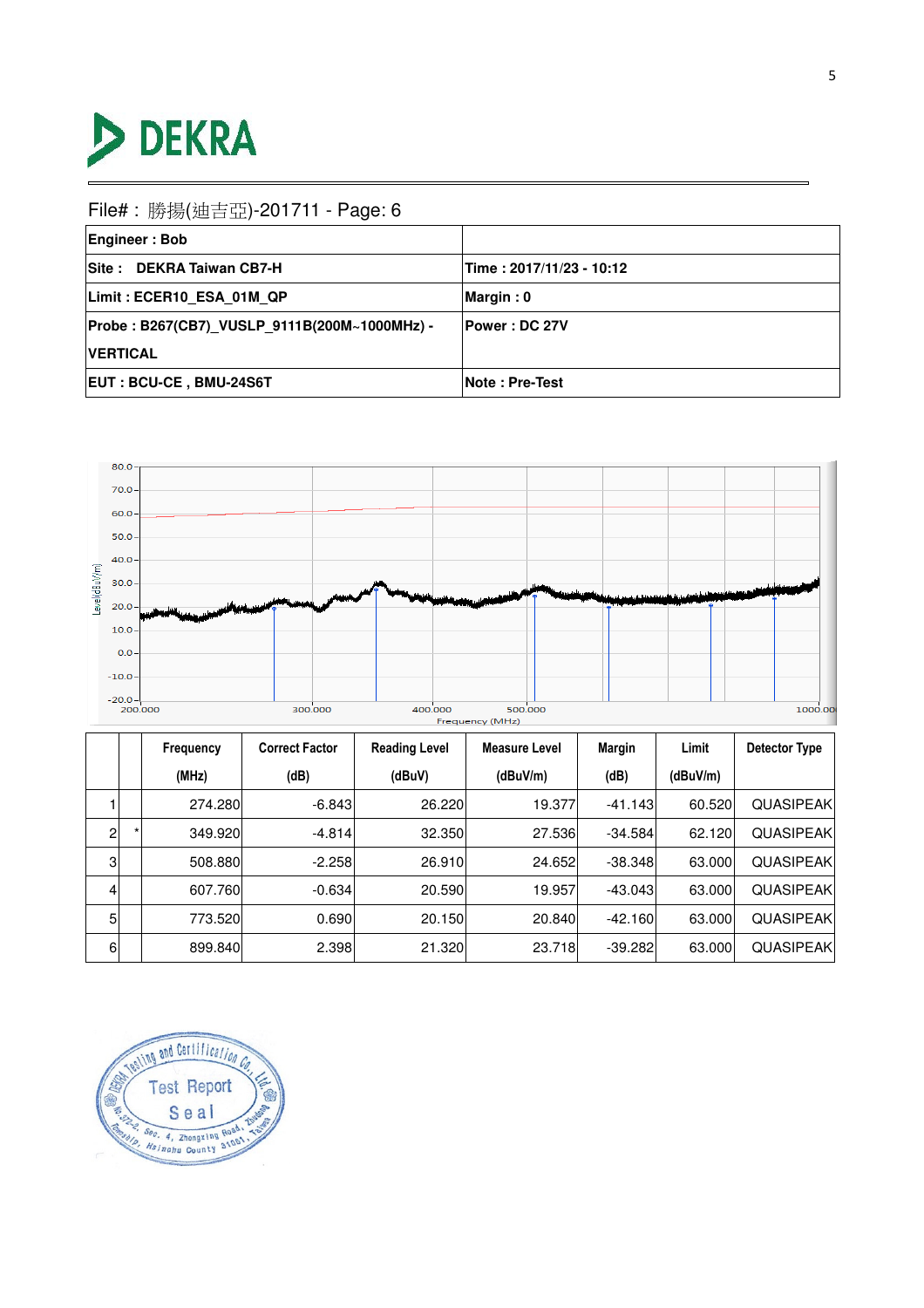File#：勝揚(迪吉亞)-201711 - Page: 6

| **Engineer : Bob** | |
|---|---|
| **Site : DEKRA Taiwan CB7-H** | **Time : 2017/11/23 - 10:12** |
| **Limit : ECER10_ESA_01M_QP** | **Margin : 0** |
| **Probe : B267(CB7)_VUSLP_9111B(200M~1000MHz) - VERTICAL** | **Power : DC 27V** |
| **EUT : BCU-CE , BMU-24S6T** | **Note : Pre-Test** |

| | | Frequency (MHz) | Correct Factor (dB) | Reading Level (dBuV) | Measure Level (dBuV/m) | Margin (dB) | Limit (dBuV/m) | Detector Type |
|---|---|---|---|---|---|---|---|---|
| 1 | | 274.280 | -6.843 | 26.220 | 19.377 | -41.143 | 60.520 | QUASIPEAK |
| 2 | * | 349.920 | -4.814 | 32.350 | 27.536 | -34.584 | 62.120 | QUASIPEAK |
| 3 | | 508.880 | -2.258 | 26.910 | 24.652 | -38.348 | 63.000 | QUASIPEAK |
| 4 | | 607.760 | -0.634 | 20.590 | 19.957 | -43.043 | 63.000 | QUASIPEAK |
| 5 | | 773.520 | 0.690 | 20.150 | 20.840 | -42.160 | 63.000 | QUASIPEAK |
| 6 | | 899.840 | 2.398 | 21.320 | 23.718 | -39.282 | 63.000 | QUASIPEAK |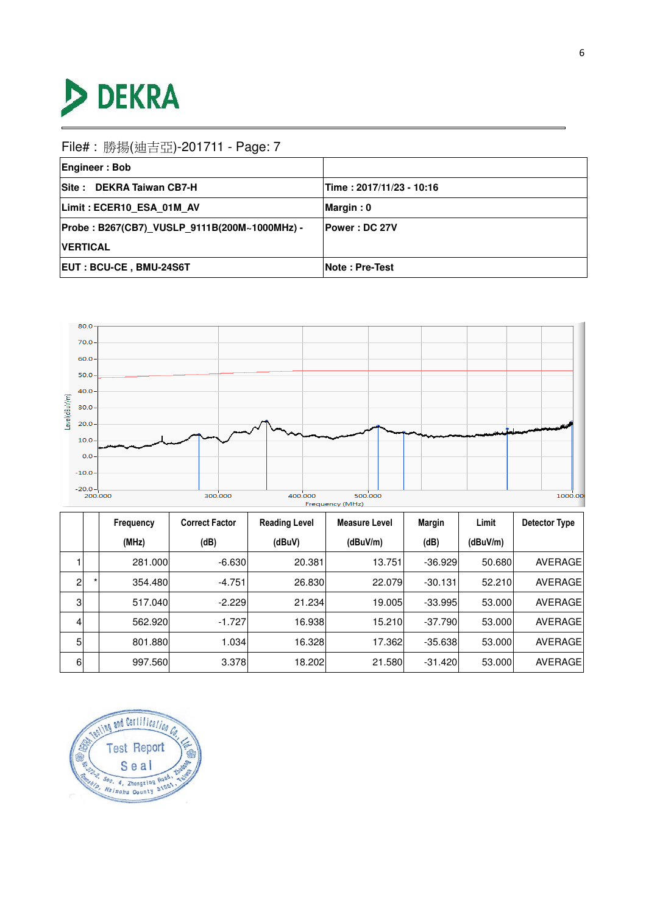DEKRA

File#：勝揚(迪吉亞)-201711 - Page: 7

| Engineer : Bob | |
|---|---|
| Site : DEKRA Taiwan CB7-H | Time : 2017/11/23 - 10:16 |
| Limit : ECER10_ESA_01M_AV | Margin : 0 |
| Probe : B267(CB7)_VUSLP_9111B(200M~1000MHz) - VERTICAL | Power : DC 27V |
| EUT : BCU-CE , BMU-24S6T | Note : Pre-Test |

| | | Frequency (MHz) | Correct Factor (dB) | Reading Level (dBuV) | Measure Level (dBuV/m) | Margin (dB) | Limit (dBuV/m) | Detector Type |
|---|---|---|---|---|---|---|---|---|
| 1 | | 281.000 | -6.630 | 20.381 | 13.751 | -36.929 | 50.680 | AVERAGE |
| 2 | * | 354.480 | -4.751 | 26.830 | 22.079 | -30.131 | 52.210 | AVERAGE |
| 3 | | 517.040 | -2.229 | 21.234 | 19.005 | -33.995 | 53.000 | AVERAGE |
| 4 | | 562.920 | -1.727 | 16.938 | 15.210 | -37.790 | 53.000 | AVERAGE |
| 5 | | 801.880 | 1.034 | 16.328 | 17.362 | -35.638 | 53.000 | AVERAGE |
| 6 | | 997.560 | 3.378 | 18.202 | 21.580 | -31.420 | 53.000 | AVERAGE |

DEKRA Testing and Certification Co., Ltd.
Test Report Seal
No. 372-2, Sec. 4, Zhongxing Road, Zhudong Township, Hsinchu County 31061, Taiwan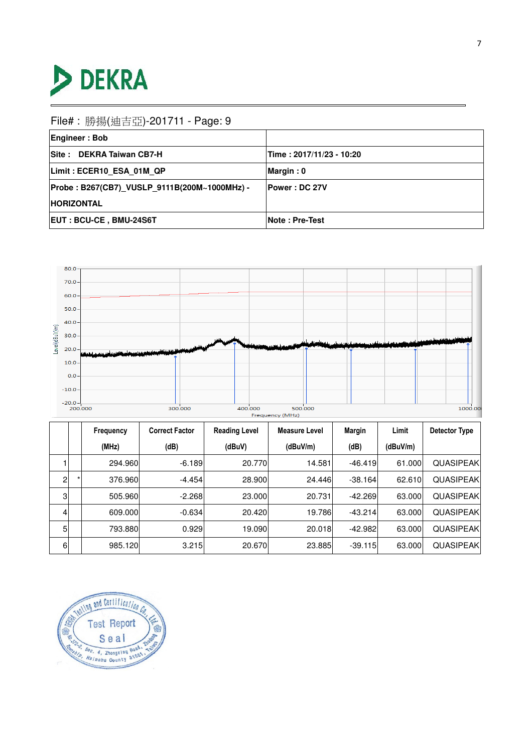File# : 勝揚(迪吉亞)-201711 - Page: 9

| Engineer : Bob | |
|---|---|
| Site : DEKRA Taiwan CB7-H | Time : 2017/11/23 - 10:20 |
| Limit : ECER10_ESA_01M_QP | Margin : 0 |
| Probe : B267(CB7)_VUSLP_9111B(200M~1000MHz) - HORIZONTAL | Power : DC 27V |
| EUT : BCU-CE , BMU-24S6T | Note : Pre-Test |

| | | Frequency (MHz) | Correct Factor (dB) | Reading Level (dBuV) | Measure Level (dBuV/m) | Margin (dB) | Limit (dBuV/m) | Detector Type |
|---|---|---|---|---|---|---|---|---|
| 1 | | 294.960 | -6.189 | 20.770 | 14.581 | -46.419 | 61.000 | QUASIPEAK |
| 2 | * | 376.960 | -4.454 | 28.900 | 24.446 | -38.164 | 62.610 | QUASIPEAK |
| 3 | | 505.960 | -2.268 | 23.000 | 20.731 | -42.269 | 63.000 | QUASIPEAK |
| 4 | | 609.000 | -0.634 | 20.420 | 19.786 | -43.214 | 63.000 | QUASIPEAK |
| 5 | | 793.880 | 0.929 | 19.090 | 20.018 | -42.982 | 63.000 | QUASIPEAK |
| 6 | | 985.120 | 3.215 | 20.670 | 23.885 | -39.115 | 63.000 | QUASIPEAK |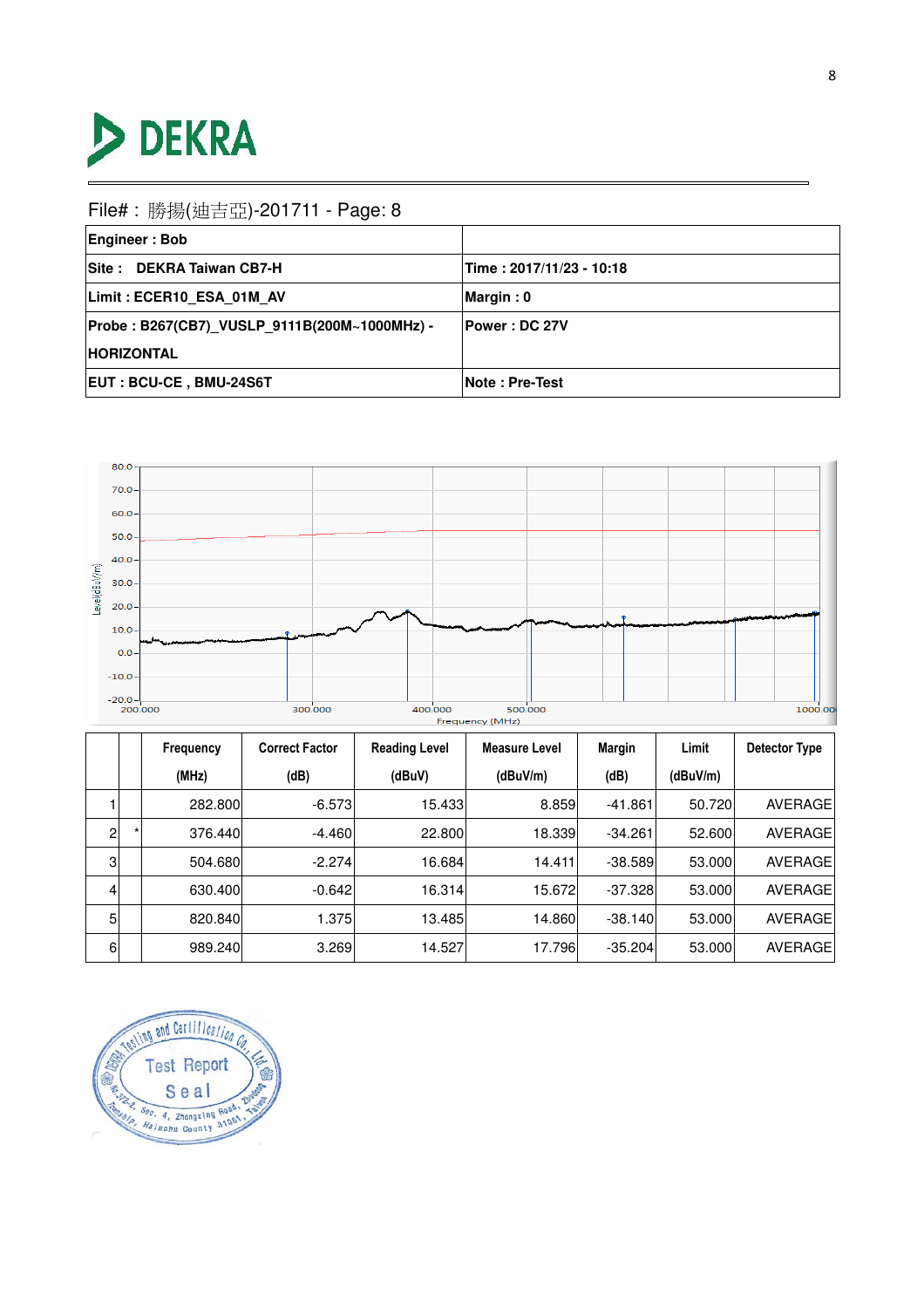File#： 勝揚(迪吉亞)-201711 - Page: 8

| Engineer : Bob | |
|---|---|
| Site : DEKRA Taiwan CB7-H | Time : 2017/11/23 - 10:18 |
| Limit : ECER10_ESA_01M_AV | Margin : 0 |
| Probe : B267(CB7)_VUSLP_9111B(200M~1000MHz) - HORIZONTAL | Power : DC 27V |
| EUT : BCU-CE , BMU-24S6T | Note : Pre-Test |

80.0
70.0
60.0
50.0
40.0
30.0
20.0
10.0
0.0
-10.0
-20.0
Level(dBuV/m)
200.000
300.000
400.000
500.000
1000.00
Frequency (MHz)

| | | Frequency (MHz) | Correct Factor (dB) | Reading Level (dBuV) | Measure Level (dBuV/m) | Margin (dB) | Limit (dBuV/m) | Detector Type |
|---|---|---|---|---|---|---|---|---|
| 1 | | 282.800 | -6.573 | 15.433 | 8.859 | -41.861 | 50.720 | AVERAGE |
| 2 | * | 376.440 | -4.460 | 22.800 | 18.339 | -34.261 | 52.600 | AVERAGE |
| 3 | | 504.680 | -2.274 | 16.684 | 14.411 | -38.589 | 53.000 | AVERAGE |
| 4 | | 630.400 | -0.642 | 16.314 | 15.672 | -37.328 | 53.000 | AVERAGE |
| 5 | | 820.840 | 1.375 | 13.485 | 14.860 | -38.140 | 53.000 | AVERAGE |
| 6 | | 989.240 | 3.269 | 14.527 | 17.796 | -35.204 | 53.000 | AVERAGE |